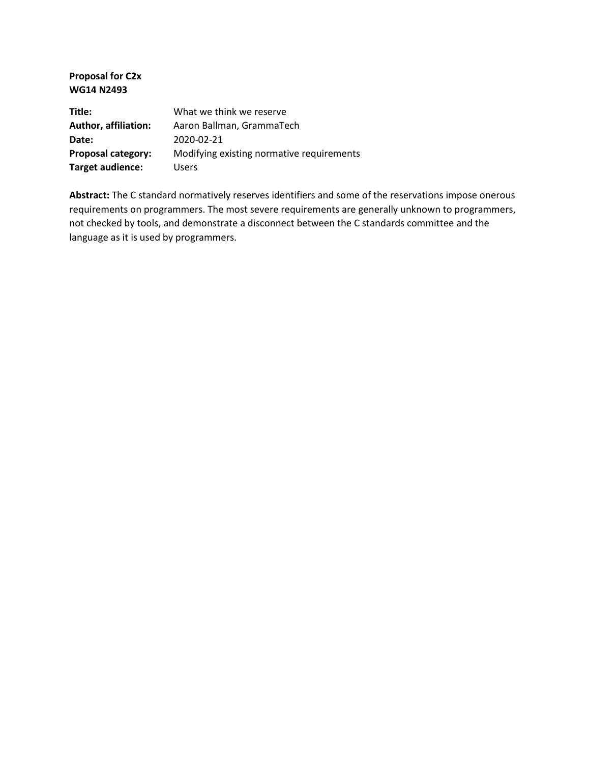**Proposal for C2x**
**WG14 N2493**

| | |
|---|---|
| **Title:** | What we think we reserve |
| **Author, affiliation:** | Aaron Ballman, GrammaTech |
| **Date:** | 2020-02-21 |
| **Proposal category:** | Modifying existing normative requirements |
| **Target audience:** | Users |

**Abstract:** The C standard normatively reserves identifiers and some of the reservations impose onerous requirements on programmers. The most severe requirements are generally unknown to programmers, not checked by tools, and demonstrate a disconnect between the C standards committee and the language as it is used by programmers.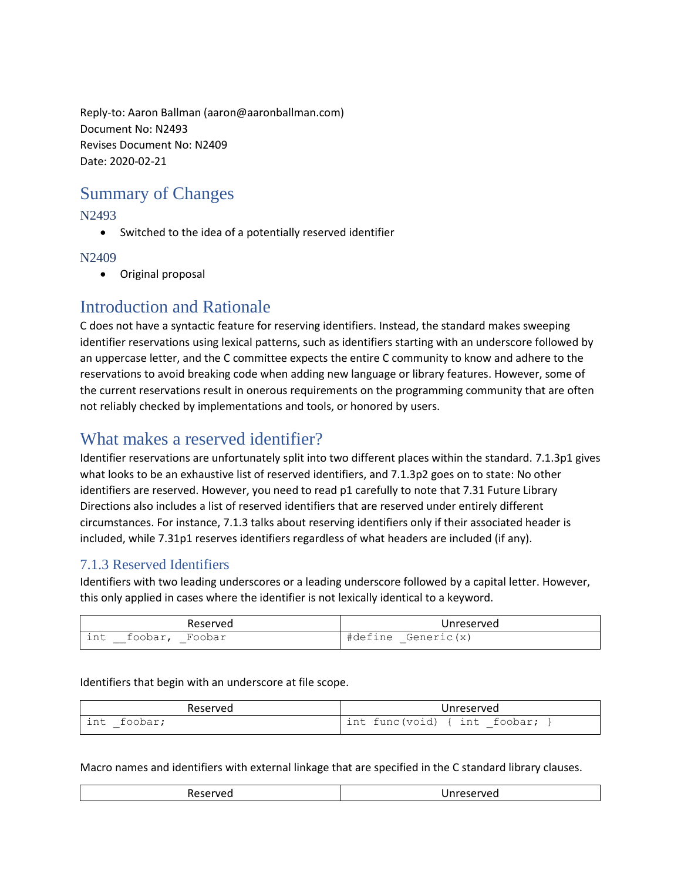Reply-to: Aaron Ballman (aaron@aaronballman.com)
Document No: N2493
Revises Document No: N2409
Date: 2020-02-21

# Summary of Changes

## N2493

- Switched to the idea of a potentially reserved identifier

## N2409

- Original proposal

# Introduction and Rationale

C does not have a syntactic feature for reserving identifiers. Instead, the standard makes sweeping identifier reservations using lexical patterns, such as identifiers starting with an underscore followed by an uppercase letter, and the C committee expects the entire C community to know and adhere to the reservations to avoid breaking code when adding new language or library features. However, some of the current reservations result in onerous requirements on the programming community that are often not reliably checked by implementations and tools, or honored by users.

# What makes a reserved identifier?

Identifier reservations are unfortunately split into two different places within the standard. 7.1.3p1 gives what looks to be an exhaustive list of reserved identifiers, and 7.1.3p2 goes on to state: No other identifiers are reserved. However, you need to read p1 carefully to note that 7.31 Future Library Directions also includes a list of reserved identifiers that are reserved under entirely different circumstances. For instance, 7.1.3 talks about reserving identifiers only if their associated header is included, while 7.31p1 reserves identifiers regardless of what headers are included (if any).

## 7.1.3 Reserved Identifiers

Identifiers with two leading underscores or a leading underscore followed by a capital letter. However, this only applied in cases where the identifier is not lexically identical to a keyword.

| Reserved | Unreserved |
|---|---|
| `int __foobar, _Foobar` | `#define _Generic(x)` |

Identifiers that begin with an underscore at file scope.

| Reserved | Unreserved |
|---|---|
| `int _foobar;` | `int func(void) { int _foobar; }` |

Macro names and identifiers with external linkage that are specified in the C standard library clauses.

| Reserved | Unreserved |
|---|---|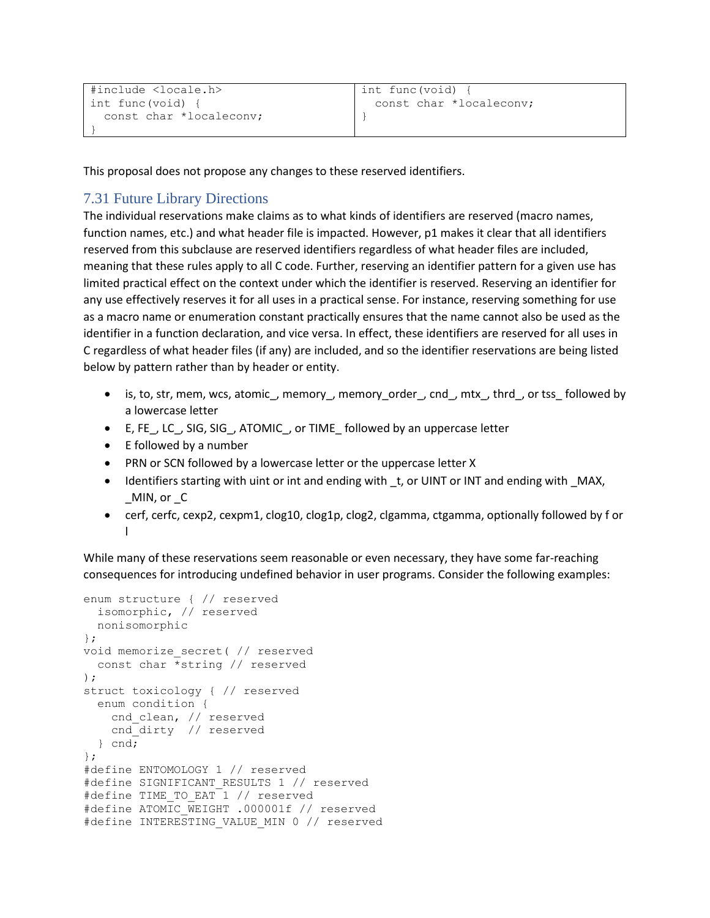| #include <locale.h><br>int func(void) {<br>  const char *localeconv;<br>} | int func(void) {<br>  const char *localeconv;<br>} |
|---|---|

This proposal does not propose any changes to these reserved identifiers.

## 7.31 Future Library Directions

The individual reservations make claims as to what kinds of identifiers are reserved (macro names, function names, etc.) and what header file is impacted. However, p1 makes it clear that all identifiers reserved from this subclause are reserved identifiers regardless of what header files are included, meaning that these rules apply to all C code. Further, reserving an identifier pattern for a given use has limited practical effect on the context under which the identifier is reserved. Reserving an identifier for any use effectively reserves it for all uses in a practical sense. For instance, reserving something for use as a macro name or enumeration constant practically ensures that the name cannot also be used as the identifier in a function declaration, and vice versa. In effect, these identifiers are reserved for all uses in C regardless of what header files (if any) are included, and so the identifier reservations are being listed below by pattern rather than by header or entity.

- is, to, str, mem, wcs, atomic_, memory_, memory_order_, cnd_, mtx_, thrd_, or tss_ followed by a lowercase letter
- E, FE_, LC_, SIG, SIG_, ATOMIC_, or TIME_ followed by an uppercase letter
- E followed by a number
- PRN or SCN followed by a lowercase letter or the uppercase letter X
- Identifiers starting with uint or int and ending with _t, or UINT or INT and ending with _MAX, _MIN, or _C
- cerf, cerfc, cexp2, cexpm1, clog10, clog1p, clog2, clgamma, ctgamma, optionally followed by f or l

While many of these reservations seem reasonable or even necessary, they have some far-reaching consequences for introducing undefined behavior in user programs. Consider the following examples:

```
enum structure { // reserved
  isomorphic, // reserved
  nonisomorphic
};
void memorize_secret( // reserved
  const char *string // reserved
);
struct toxicology { // reserved
  enum condition {
    cnd_clean, // reserved
    cnd_dirty  // reserved
  } cnd;
};
#define ENTOMOLOGY 1 // reserved
#define SIGNIFICANT_RESULTS 1 // reserved
#define TIME_TO_EAT 1 // reserved
#define ATOMIC_WEIGHT .000001f // reserved
#define INTERESTING_VALUE_MIN 0 // reserved
```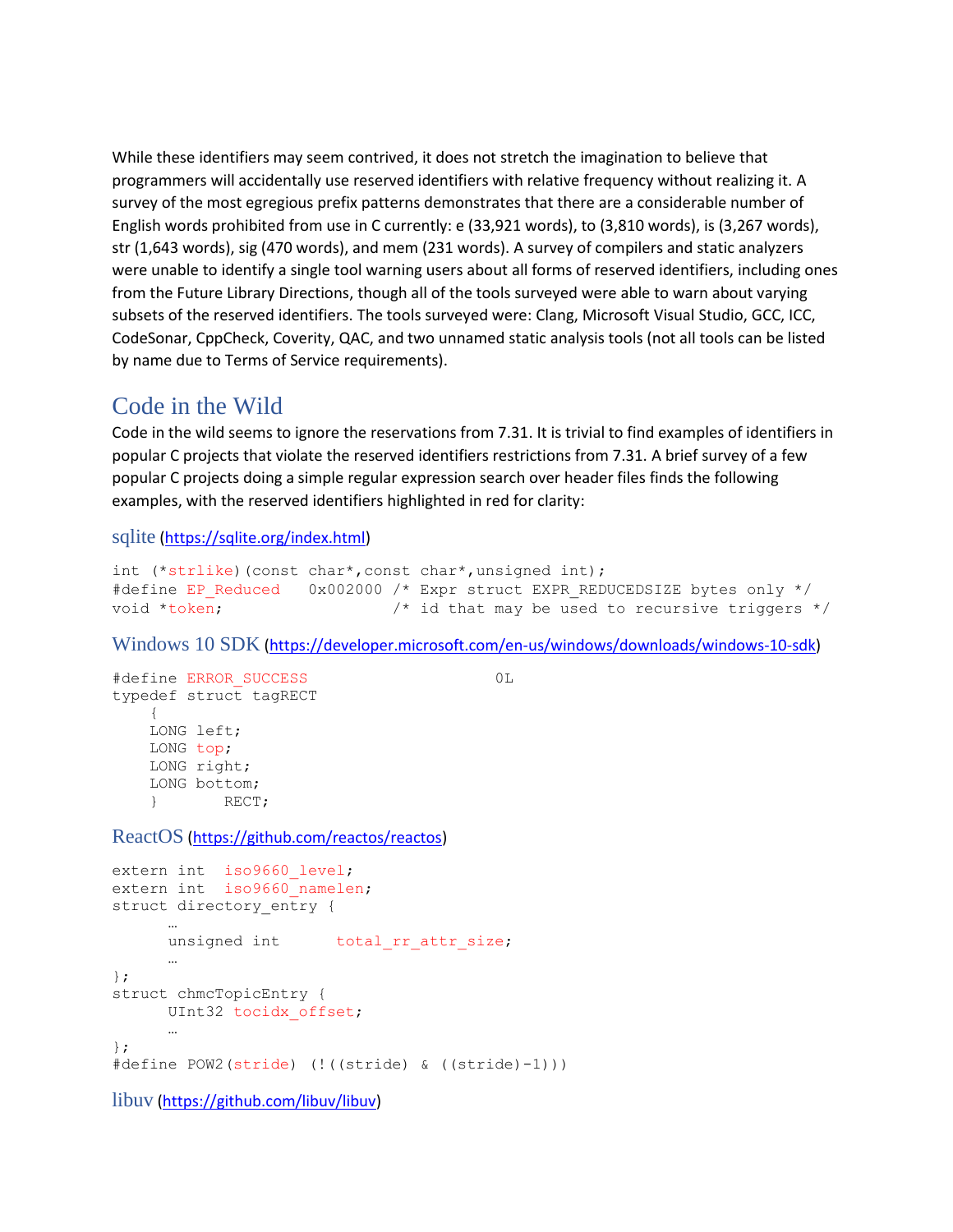While these identifiers may seem contrived, it does not stretch the imagination to believe that programmers will accidentally use reserved identifiers with relative frequency without realizing it. A survey of the most egregious prefix patterns demonstrates that there are a considerable number of English words prohibited from use in C currently: e (33,921 words), to (3,810 words), is (3,267 words), str (1,643 words), sig (470 words), and mem (231 words). A survey of compilers and static analyzers were unable to identify a single tool warning users about all forms of reserved identifiers, including ones from the Future Library Directions, though all of the tools surveyed were able to warn about varying subsets of the reserved identifiers. The tools surveyed were: Clang, Microsoft Visual Studio, GCC, ICC, CodeSonar, CppCheck, Coverity, QAC, and two unnamed static analysis tools (not all tools can be listed by name due to Terms of Service requirements).

# Code in the Wild

Code in the wild seems to ignore the reservations from 7.31. It is trivial to find examples of identifiers in popular C projects that violate the reserved identifiers restrictions from 7.31. A brief survey of a few popular C projects doing a simple regular expression search over header files finds the following examples, with the reserved identifiers highlighted in red for clarity:

## sqlite (https://sqlite.org/index.html)

```
int (*strlike)(const char*,const char*,unsigned int);
#define EP_Reduced   0x002000 /* Expr struct EXPR_REDUCEDSIZE bytes only */
void *token;                  /* id that may be used to recursive triggers */
```

## Windows 10 SDK (https://developer.microsoft.com/en-us/windows/downloads/windows-10-sdk)

```
#define ERROR_SUCCESS                    0L
typedef struct tagRECT
    {
    LONG left;
    LONG top;
    LONG right;
    LONG bottom;
    }       RECT;
```

## ReactOS (https://github.com/reactos/reactos)

```
extern int  iso9660_level;
extern int  iso9660_namelen;
struct directory_entry {
      …
      unsigned int      total_rr_attr_size;
      …
};
struct chmcTopicEntry {
      UInt32 tocidx_offset;
      …
};
#define POW2(stride) (!((stride) & ((stride)-1)))
```

## libuv (https://github.com/libuv/libuv)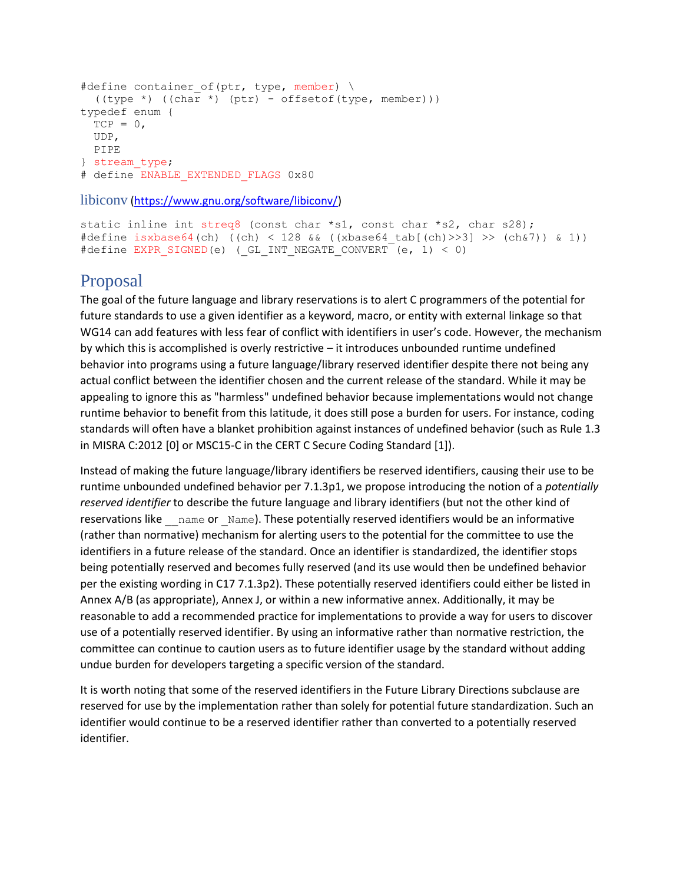```
#define container_of(ptr, type, member) \
  ((type *) ((char *) (ptr) - offsetof(type, member)))
typedef enum {
  TCP = 0,
  UDP,
  PIPE
} stream_type;
# define ENABLE_EXTENDED_FLAGS 0x80
```

### libiconv (https://www.gnu.org/software/libiconv/)

```
static inline int streq8 (const char *s1, const char *s2, char s28);
#define isxbase64(ch) ((ch) < 128 && ((xbase64_tab[(ch)>>3] >> (ch&7)) & 1))
#define EXPR_SIGNED(e) (_GL_INT_NEGATE_CONVERT (e, 1) < 0)
```

## Proposal

The goal of the future language and library reservations is to alert C programmers of the potential for future standards to use a given identifier as a keyword, macro, or entity with external linkage so that WG14 can add features with less fear of conflict with identifiers in user's code. However, the mechanism by which this is accomplished is overly restrictive – it introduces unbounded runtime undefined behavior into programs using a future language/library reserved identifier despite there not being any actual conflict between the identifier chosen and the current release of the standard. While it may be appealing to ignore this as "harmless" undefined behavior because implementations would not change runtime behavior to benefit from this latitude, it does still pose a burden for users. For instance, coding standards will often have a blanket prohibition against instances of undefined behavior (such as Rule 1.3 in MISRA C:2012 [0] or MSC15-C in the CERT C Secure Coding Standard [1]).

Instead of making the future language/library identifiers be reserved identifiers, causing their use to be runtime unbounded undefined behavior per 7.1.3p1, we propose introducing the notion of a *potentially reserved identifier* to describe the future language and library identifiers (but not the other kind of reservations like `__name` or `_Name`). These potentially reserved identifiers would be an informative (rather than normative) mechanism for alerting users to the potential for the committee to use the identifiers in a future release of the standard. Once an identifier is standardized, the identifier stops being potentially reserved and becomes fully reserved (and its use would then be undefined behavior per the existing wording in C17 7.1.3p2). These potentially reserved identifiers could either be listed in Annex A/B (as appropriate), Annex J, or within a new informative annex. Additionally, it may be reasonable to add a recommended practice for implementations to provide a way for users to discover use of a potentially reserved identifier. By using an informative rather than normative restriction, the committee can continue to caution users as to future identifier usage by the standard without adding undue burden for developers targeting a specific version of the standard.

It is worth noting that some of the reserved identifiers in the Future Library Directions subclause are reserved for use by the implementation rather than solely for potential future standardization. Such an identifier would continue to be a reserved identifier rather than converted to a potentially reserved identifier.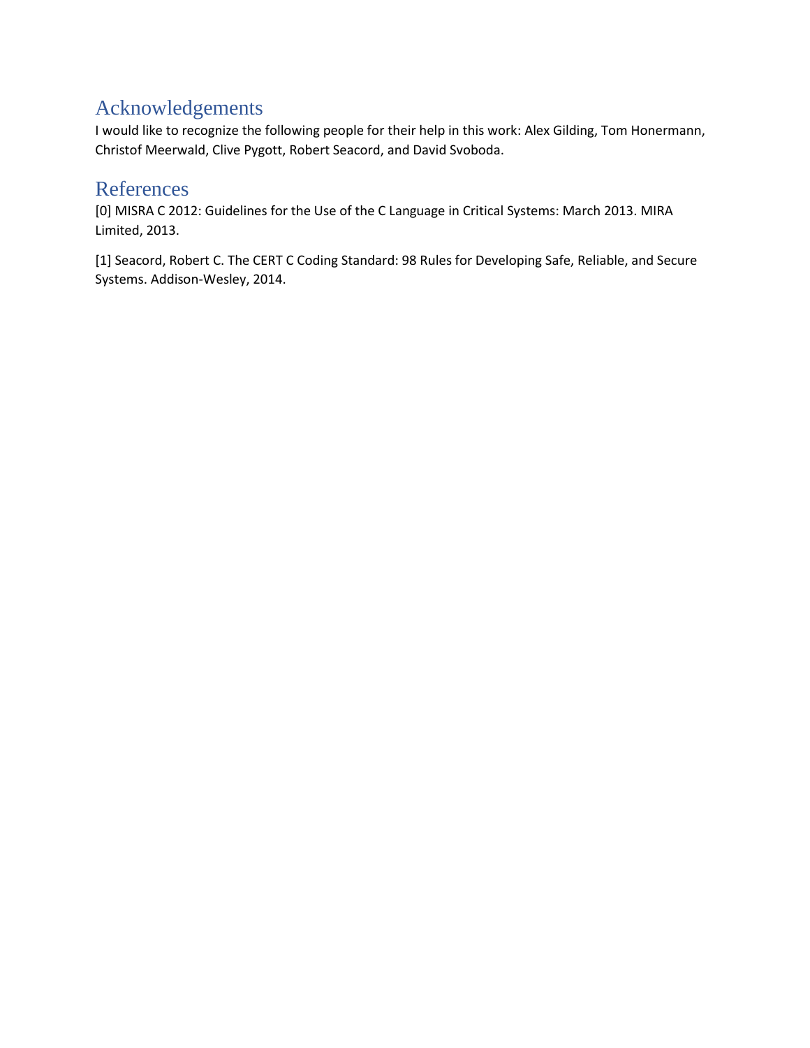## Acknowledgements

I would like to recognize the following people for their help in this work: Alex Gilding, Tom Honermann, Christof Meerwald, Clive Pygott, Robert Seacord, and David Svoboda.

## References

[0] MISRA C 2012: Guidelines for the Use of the C Language in Critical Systems: March 2013. MIRA Limited, 2013.

[1] Seacord, Robert C. The CERT C Coding Standard: 98 Rules for Developing Safe, Reliable, and Secure Systems. Addison-Wesley, 2014.